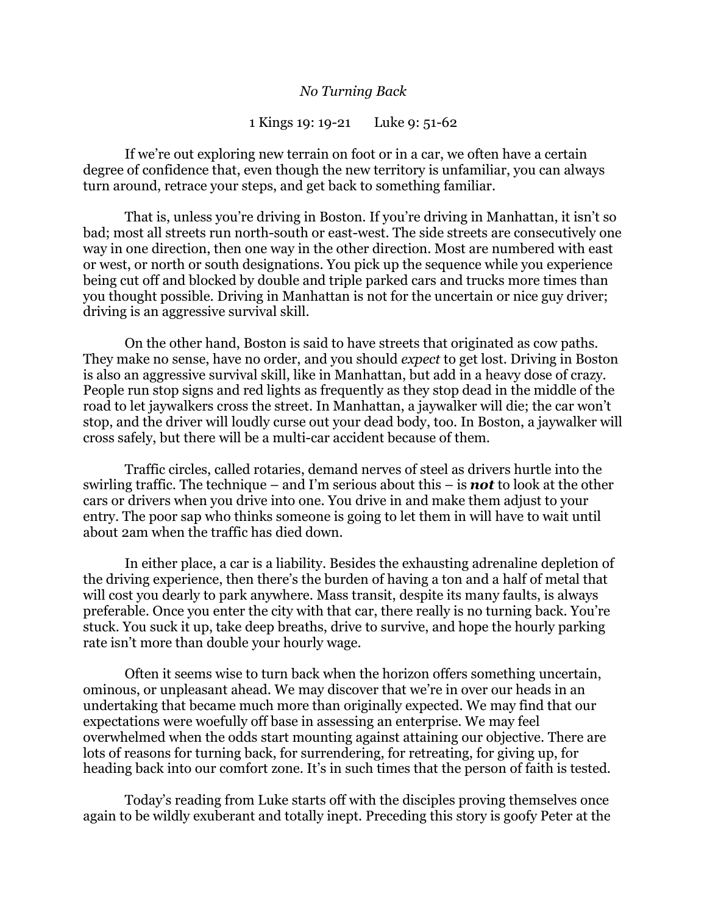*No Turning Back*

1 Kings 19: 19-21 Luke 9: 51-62

If we're out exploring new terrain on foot or in a car, we often have a certain degree of confidence that, even though the new territory is unfamiliar, you can always turn around, retrace your steps, and get back to something familiar.

That is, unless you're driving in Boston. If you're driving in Manhattan, it isn't so bad; most all streets run north-south or east-west. The side streets are consecutively one way in one direction, then one way in the other direction. Most are numbered with east or west, or north or south designations. You pick up the sequence while you experience being cut off and blocked by double and triple parked cars and trucks more times than you thought possible. Driving in Manhattan is not for the uncertain or nice guy driver; driving is an aggressive survival skill.

On the other hand, Boston is said to have streets that originated as cow paths. They make no sense, have no order, and you should *expect* to get lost. Driving in Boston is also an aggressive survival skill, like in Manhattan, but add in a heavy dose of crazy. People run stop signs and red lights as frequently as they stop dead in the middle of the road to let jaywalkers cross the street. In Manhattan, a jaywalker will die; the car won't stop, and the driver will loudly curse out your dead body, too. In Boston, a jaywalker will cross safely, but there will be a multi-car accident because of them.

Traffic circles, called rotaries, demand nerves of steel as drivers hurtle into the swirling traffic. The technique – and I'm serious about this – is ***not*** to look at the other cars or drivers when you drive into one. You drive in and make them adjust to your entry. The poor sap who thinks someone is going to let them in will have to wait until about 2am when the traffic has died down.

In either place, a car is a liability. Besides the exhausting adrenaline depletion of the driving experience, then there's the burden of having a ton and a half of metal that will cost you dearly to park anywhere. Mass transit, despite its many faults, is always preferable. Once you enter the city with that car, there really is no turning back. You're stuck. You suck it up, take deep breaths, drive to survive, and hope the hourly parking rate isn't more than double your hourly wage.

Often it seems wise to turn back when the horizon offers something uncertain, ominous, or unpleasant ahead. We may discover that we're in over our heads in an undertaking that became much more than originally expected. We may find that our expectations were woefully off base in assessing an enterprise. We may feel overwhelmed when the odds start mounting against attaining our objective. There are lots of reasons for turning back, for surrendering, for retreating, for giving up, for heading back into our comfort zone. It's in such times that the person of faith is tested.

Today's reading from Luke starts off with the disciples proving themselves once again to be wildly exuberant and totally inept. Preceding this story is goofy Peter at the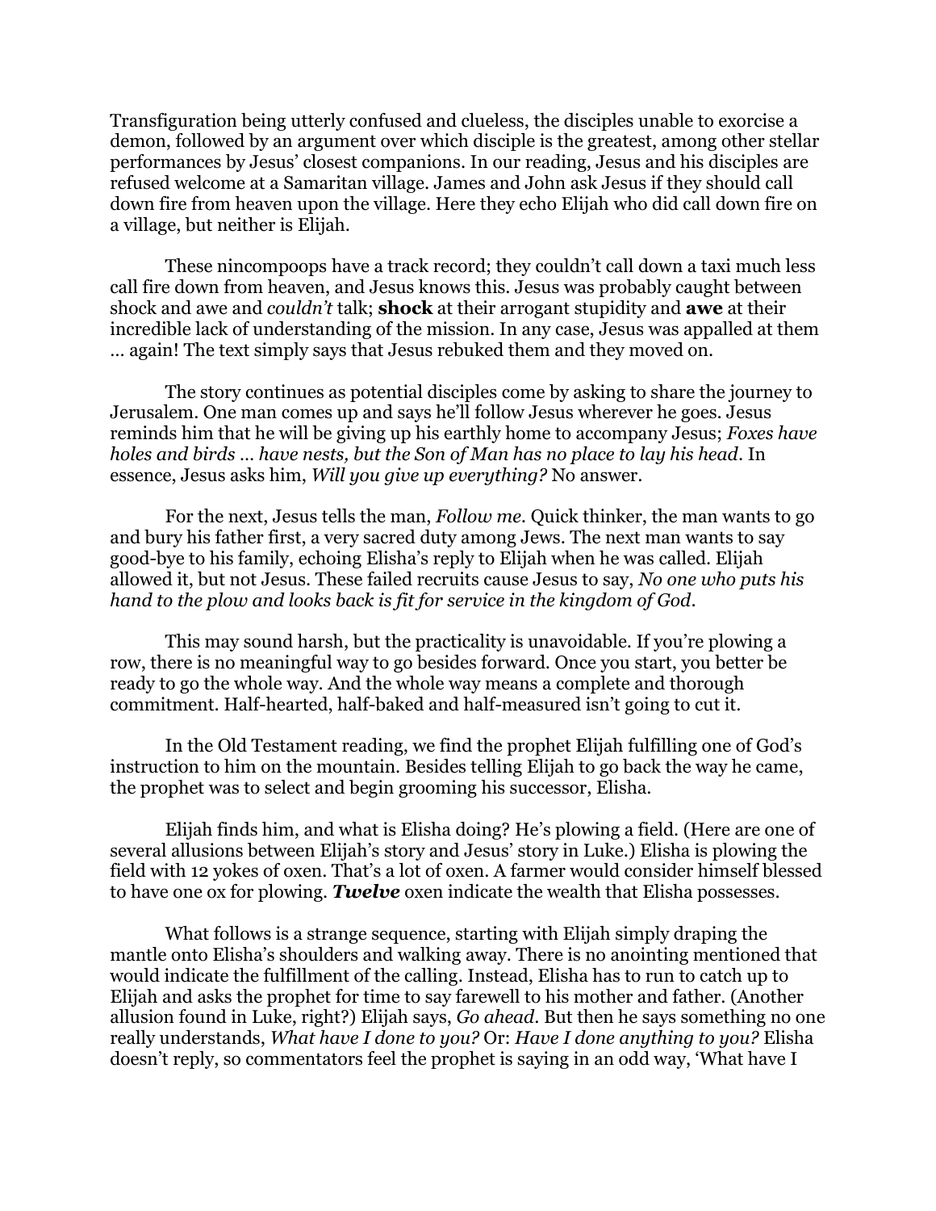Transfiguration being utterly confused and clueless, the disciples unable to exorcise a demon, followed by an argument over which disciple is the greatest, among other stellar performances by Jesus' closest companions. In our reading, Jesus and his disciples are refused welcome at a Samaritan village. James and John ask Jesus if they should call down fire from heaven upon the village. Here they echo Elijah who did call down fire on a village, but neither is Elijah.

These nincompoops have a track record; they couldn't call down a taxi much less call fire down from heaven, and Jesus knows this. Jesus was probably caught between shock and awe and *couldn't* talk; **shock** at their arrogant stupidity and **awe** at their incredible lack of understanding of the mission. In any case, Jesus was appalled at them … again! The text simply says that Jesus rebuked them and they moved on.

The story continues as potential disciples come by asking to share the journey to Jerusalem. One man comes up and says he'll follow Jesus wherever he goes. Jesus reminds him that he will be giving up his earthly home to accompany Jesus; *Foxes have holes and birds … have nests, but the Son of Man has no place to lay his head*. In essence, Jesus asks him, *Will you give up everything?* No answer.

For the next, Jesus tells the man, *Follow me*. Quick thinker, the man wants to go and bury his father first, a very sacred duty among Jews. The next man wants to say good-bye to his family, echoing Elisha's reply to Elijah when he was called. Elijah allowed it, but not Jesus. These failed recruits cause Jesus to say, *No one who puts his hand to the plow and looks back is fit for service in the kingdom of God*.

This may sound harsh, but the practicality is unavoidable. If you're plowing a row, there is no meaningful way to go besides forward. Once you start, you better be ready to go the whole way. And the whole way means a complete and thorough commitment. Half-hearted, half-baked and half-measured isn't going to cut it.

In the Old Testament reading, we find the prophet Elijah fulfilling one of God's instruction to him on the mountain. Besides telling Elijah to go back the way he came, the prophet was to select and begin grooming his successor, Elisha.

Elijah finds him, and what is Elisha doing? He's plowing a field. (Here are one of several allusions between Elijah's story and Jesus' story in Luke.) Elisha is plowing the field with 12 yokes of oxen. That's a lot of oxen. A farmer would consider himself blessed to have one ox for plowing. ***Twelve*** oxen indicate the wealth that Elisha possesses.

What follows is a strange sequence, starting with Elijah simply draping the mantle onto Elisha's shoulders and walking away. There is no anointing mentioned that would indicate the fulfillment of the calling. Instead, Elisha has to run to catch up to Elijah and asks the prophet for time to say farewell to his mother and father. (Another allusion found in Luke, right?) Elijah says, *Go ahead*. But then he says something no one really understands, *What have I done to you?* Or: *Have I done anything to you?* Elisha doesn't reply, so commentators feel the prophet is saying in an odd way, 'What have I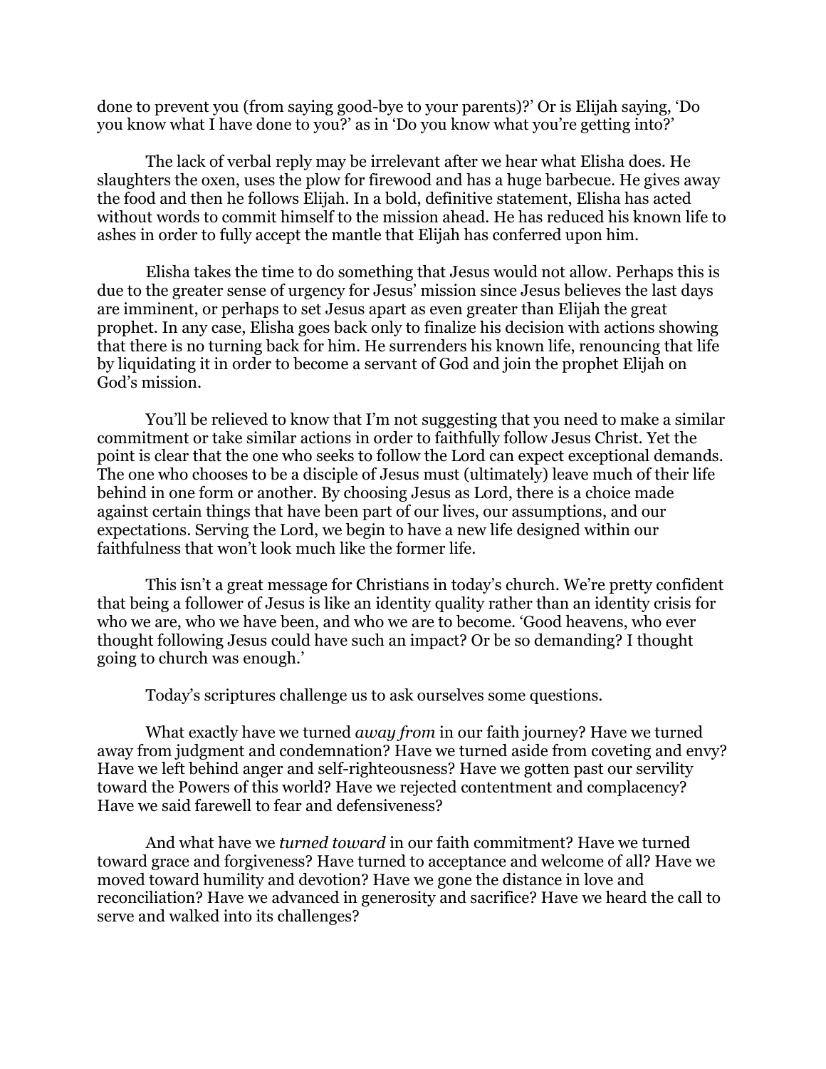done to prevent you (from saying good-bye to your parents)?' Or is Elijah saying, 'Do you know what I have done to you?' as in 'Do you know what you're getting into?'

The lack of verbal reply may be irrelevant after we hear what Elisha does. He slaughters the oxen, uses the plow for firewood and has a huge barbecue. He gives away the food and then he follows Elijah. In a bold, definitive statement, Elisha has acted without words to commit himself to the mission ahead. He has reduced his known life to ashes in order to fully accept the mantle that Elijah has conferred upon him.

Elisha takes the time to do something that Jesus would not allow. Perhaps this is due to the greater sense of urgency for Jesus' mission since Jesus believes the last days are imminent, or perhaps to set Jesus apart as even greater than Elijah the great prophet. In any case, Elisha goes back only to finalize his decision with actions showing that there is no turning back for him. He surrenders his known life, renouncing that life by liquidating it in order to become a servant of God and join the prophet Elijah on God's mission.

You'll be relieved to know that I'm not suggesting that you need to make a similar commitment or take similar actions in order to faithfully follow Jesus Christ. Yet the point is clear that the one who seeks to follow the Lord can expect exceptional demands. The one who chooses to be a disciple of Jesus must (ultimately) leave much of their life behind in one form or another. By choosing Jesus as Lord, there is a choice made against certain things that have been part of our lives, our assumptions, and our expectations. Serving the Lord, we begin to have a new life designed within our faithfulness that won't look much like the former life.

This isn't a great message for Christians in today's church. We're pretty confident that being a follower of Jesus is like an identity quality rather than an identity crisis for who we are, who we have been, and who we are to become. 'Good heavens, who ever thought following Jesus could have such an impact? Or be so demanding? I thought going to church was enough.'

Today's scriptures challenge us to ask ourselves some questions.

What exactly have we turned *away from* in our faith journey? Have we turned away from judgment and condemnation? Have we turned aside from coveting and envy? Have we left behind anger and self-righteousness? Have we gotten past our servility toward the Powers of this world? Have we rejected contentment and complacency? Have we said farewell to fear and defensiveness?

And what have we *turned toward* in our faith commitment? Have we turned toward grace and forgiveness? Have turned to acceptance and welcome of all? Have we moved toward humility and devotion? Have we gone the distance in love and reconciliation? Have we advanced in generosity and sacrifice? Have we heard the call to serve and walked into its challenges?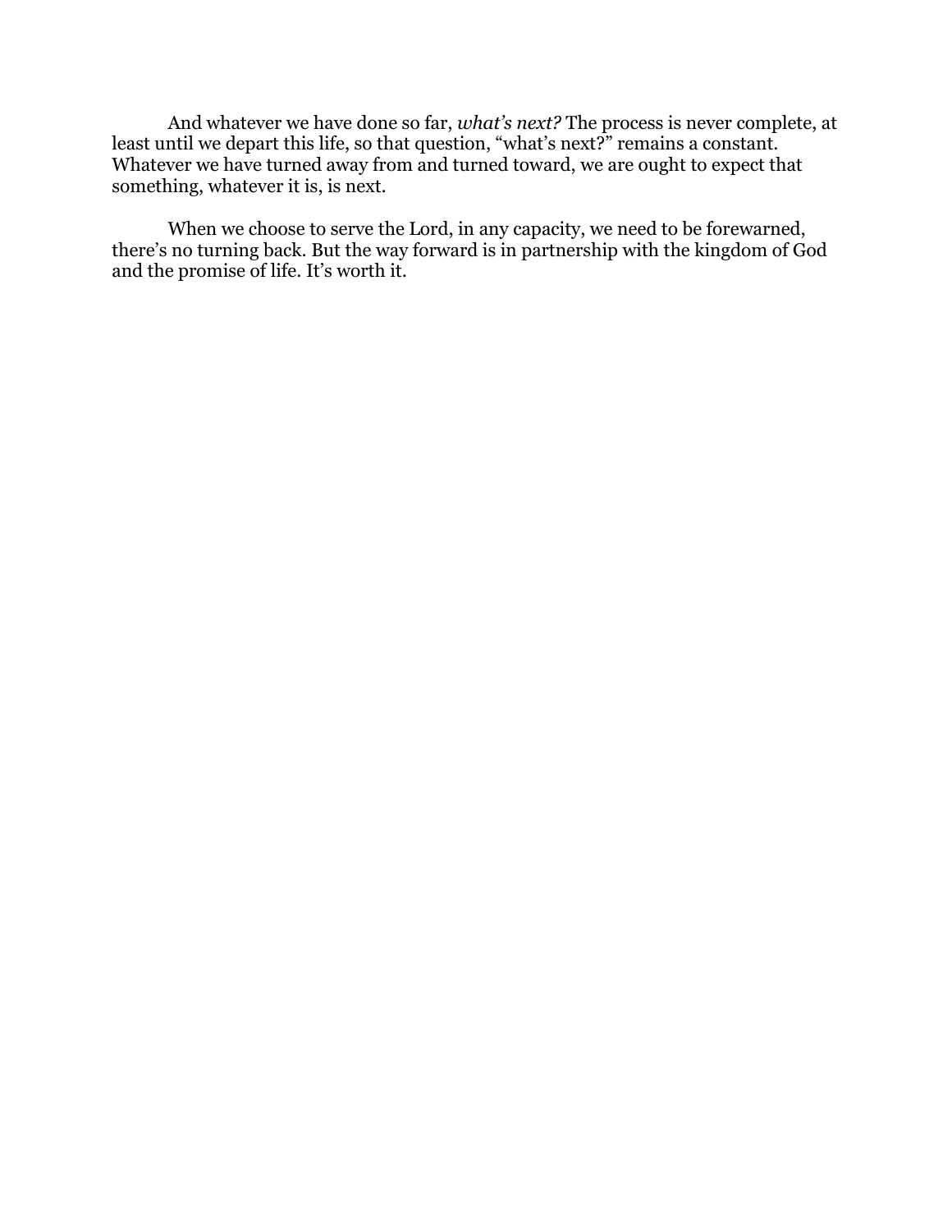And whatever we have done so far, *what's next?* The process is never complete, at least until we depart this life, so that question, "what's next?" remains a constant. Whatever we have turned away from and turned toward, we are ought to expect that something, whatever it is, is next.

When we choose to serve the Lord, in any capacity, we need to be forewarned, there's no turning back. But the way forward is in partnership with the kingdom of God and the promise of life. It's worth it.